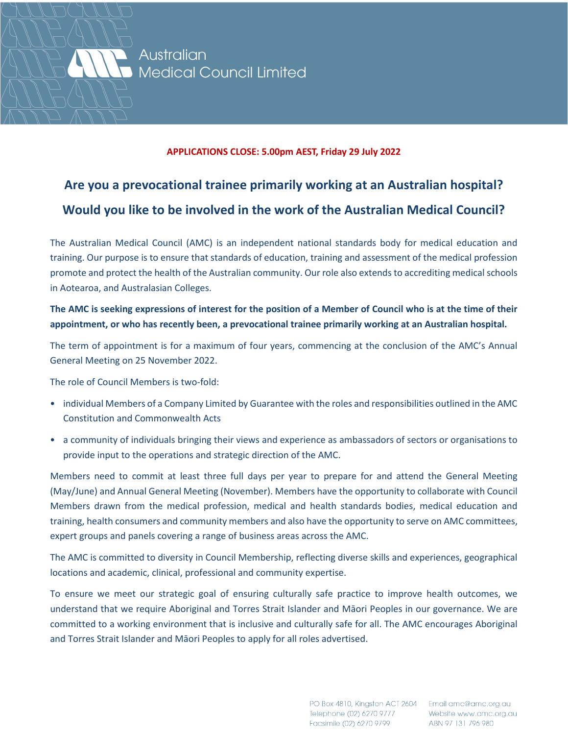Australian Medical Council Limited

**APPLICATIONS CLOSE: 5.00pm AEST, Friday 29 July 2022**

## Are you a prevocational trainee primarily working at an Australian hospital?

## Would you like to be involved in the work of the Australian Medical Council?

The Australian Medical Council (AMC) is an independent national standards body for medical education and training. Our purpose is to ensure that standards of education, training and assessment of the medical profession promote and protect the health of the Australian community. Our role also extends to accrediting medical schools in Aotearoa, and Australasian Colleges.

**The AMC is seeking expressions of interest for the position of a Member of Council who is at the time of their appointment, or who has recently been, a prevocational trainee primarily working at an Australian hospital.**

The term of appointment is for a maximum of four years, commencing at the conclusion of the AMC's Annual General Meeting on 25 November 2022.

The role of Council Members is two-fold:

- individual Members of a Company Limited by Guarantee with the roles and responsibilities outlined in the AMC Constitution and Commonwealth Acts
- a community of individuals bringing their views and experience as ambassadors of sectors or organisations to provide input to the operations and strategic direction of the AMC.

Members need to commit at least three full days per year to prepare for and attend the General Meeting (May/June) and Annual General Meeting (November). Members have the opportunity to collaborate with Council Members drawn from the medical profession, medical and health standards bodies, medical education and training, health consumers and community members and also have the opportunity to serve on AMC committees, expert groups and panels covering a range of business areas across the AMC.

The AMC is committed to diversity in Council Membership, reflecting diverse skills and experiences, geographical locations and academic, clinical, professional and community expertise.

To ensure we meet our strategic goal of ensuring culturally safe practice to improve health outcomes, we understand that we require Aboriginal and Torres Strait Islander and Māori Peoples in our governance. We are committed to a working environment that is inclusive and culturally safe for all. The AMC encourages Aboriginal and Torres Strait Islander and Māori Peoples to apply for all roles advertised.

PO Box 4810, Kingston ACT 2604
Telephone (02) 6270 9777
Facsimile (02) 6270 9799

Email amc@amc.org.au
Website www.amc.org.au
ABN 97 131 796 980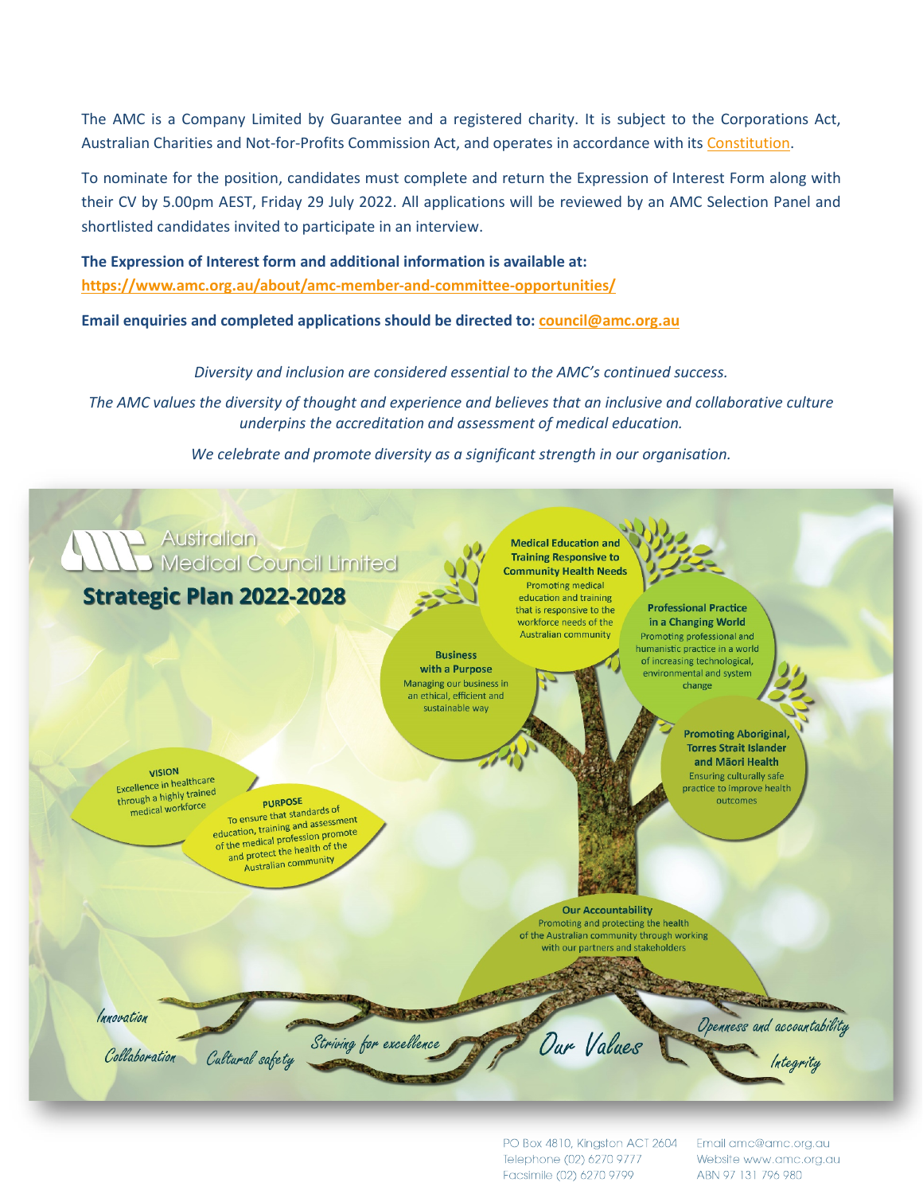The AMC is a Company Limited by Guarantee and a registered charity. It is subject to the Corporations Act, Australian Charities and Not-for-Profits Commission Act, and operates in accordance with its Constitution.

To nominate for the position, candidates must complete and return the Expression of Interest Form along with their CV by 5.00pm AEST, Friday 29 July 2022. All applications will be reviewed by an AMC Selection Panel and shortlisted candidates invited to participate in an interview.

**The Expression of Interest form and additional information is available at:**
**https://www.amc.org.au/about/amc-member-and-committee-opportunities/**

**Email enquiries and completed applications should be directed to: council@amc.org.au**

*Diversity and inclusion are considered essential to the AMC's continued success.*

*The AMC values the diversity of thought and experience and believes that an inclusive and collaborative culture underpins the accreditation and assessment of medical education.*

*We celebrate and promote diversity as a significant strength in our organisation.*

Australian Medical Council Limited

**Strategic Plan 2022-2028**

**Medical Education and Training Responsive to Community Health Needs**
Promoting medical education and training that is responsive to the workforce needs of the Australian community

**Business with a Purpose**
Managing our business in an ethical, efficient and sustainable way

**Professional Practice in a Changing World**
Promoting professional and humanistic practice in a world of increasing technological, environmental and system change

**Promoting Aboriginal, Torres Strait Islander and Māori Health**
Ensuring culturally safe practice to improve health outcomes

**VISION**
Excellence in healthcare through a highly trained medical workforce

**PURPOSE**
To ensure that standards of education, training and assessment of the medical profession promote and protect the health of the Australian community

**Our Accountability**
Promoting and protecting the health of the Australian community through working with our partners and stakeholders

*Our Values*: Innovation, Collaboration, Cultural safety, Striving for excellence, Openness and accountability, Integrity

PO Box 4810, Kingston ACT 2604
Telephone (02) 6270 9777
Facsimile (02) 6270 9799
Email amc@amc.org.au
Website www.amc.org.au
ABN 97 131 796 980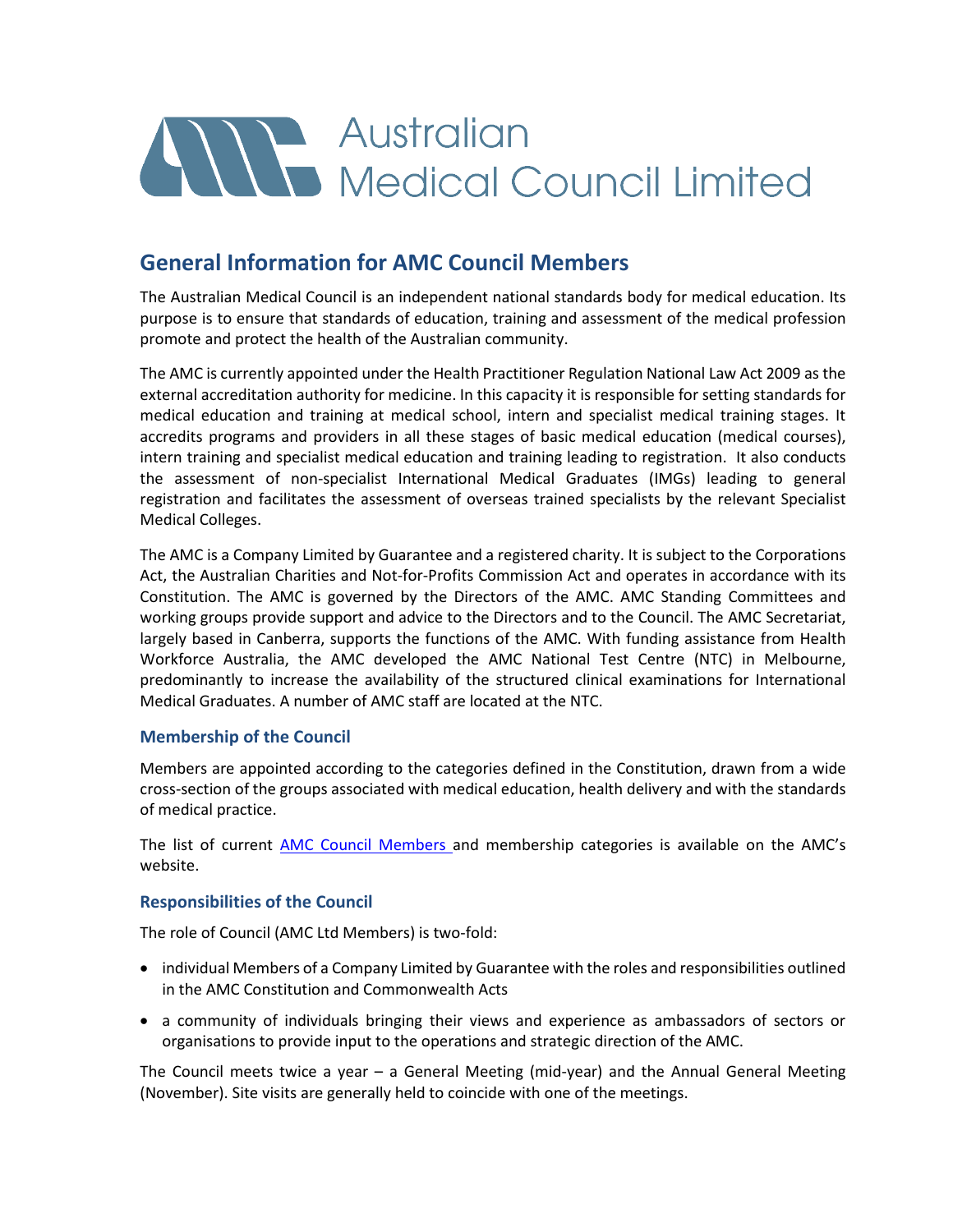# Australian Medical Council Limited

## General Information for AMC Council Members

The Australian Medical Council is an independent national standards body for medical education. Its purpose is to ensure that standards of education, training and assessment of the medical profession promote and protect the health of the Australian community.

The AMC is currently appointed under the Health Practitioner Regulation National Law Act 2009 as the external accreditation authority for medicine. In this capacity it is responsible for setting standards for medical education and training at medical school, intern and specialist medical training stages. It accredits programs and providers in all these stages of basic medical education (medical courses), intern training and specialist medical education and training leading to registration. It also conducts the assessment of non-specialist International Medical Graduates (IMGs) leading to general registration and facilitates the assessment of overseas trained specialists by the relevant Specialist Medical Colleges.

The AMC is a Company Limited by Guarantee and a registered charity. It is subject to the Corporations Act, the Australian Charities and Not-for-Profits Commission Act and operates in accordance with its Constitution. The AMC is governed by the Directors of the AMC. AMC Standing Committees and working groups provide support and advice to the Directors and to the Council. The AMC Secretariat, largely based in Canberra, supports the functions of the AMC. With funding assistance from Health Workforce Australia, the AMC developed the AMC National Test Centre (NTC) in Melbourne, predominantly to increase the availability of the structured clinical examinations for International Medical Graduates. A number of AMC staff are located at the NTC.

### Membership of the Council

Members are appointed according to the categories defined in the Constitution, drawn from a wide cross-section of the groups associated with medical education, health delivery and with the standards of medical practice.

The list of current AMC Council Members and membership categories is available on the AMC's website.

### Responsibilities of the Council

The role of Council (AMC Ltd Members) is two-fold:

- individual Members of a Company Limited by Guarantee with the roles and responsibilities outlined in the AMC Constitution and Commonwealth Acts
- a community of individuals bringing their views and experience as ambassadors of sectors or organisations to provide input to the operations and strategic direction of the AMC.

The Council meets twice a year – a General Meeting (mid-year) and the Annual General Meeting (November). Site visits are generally held to coincide with one of the meetings.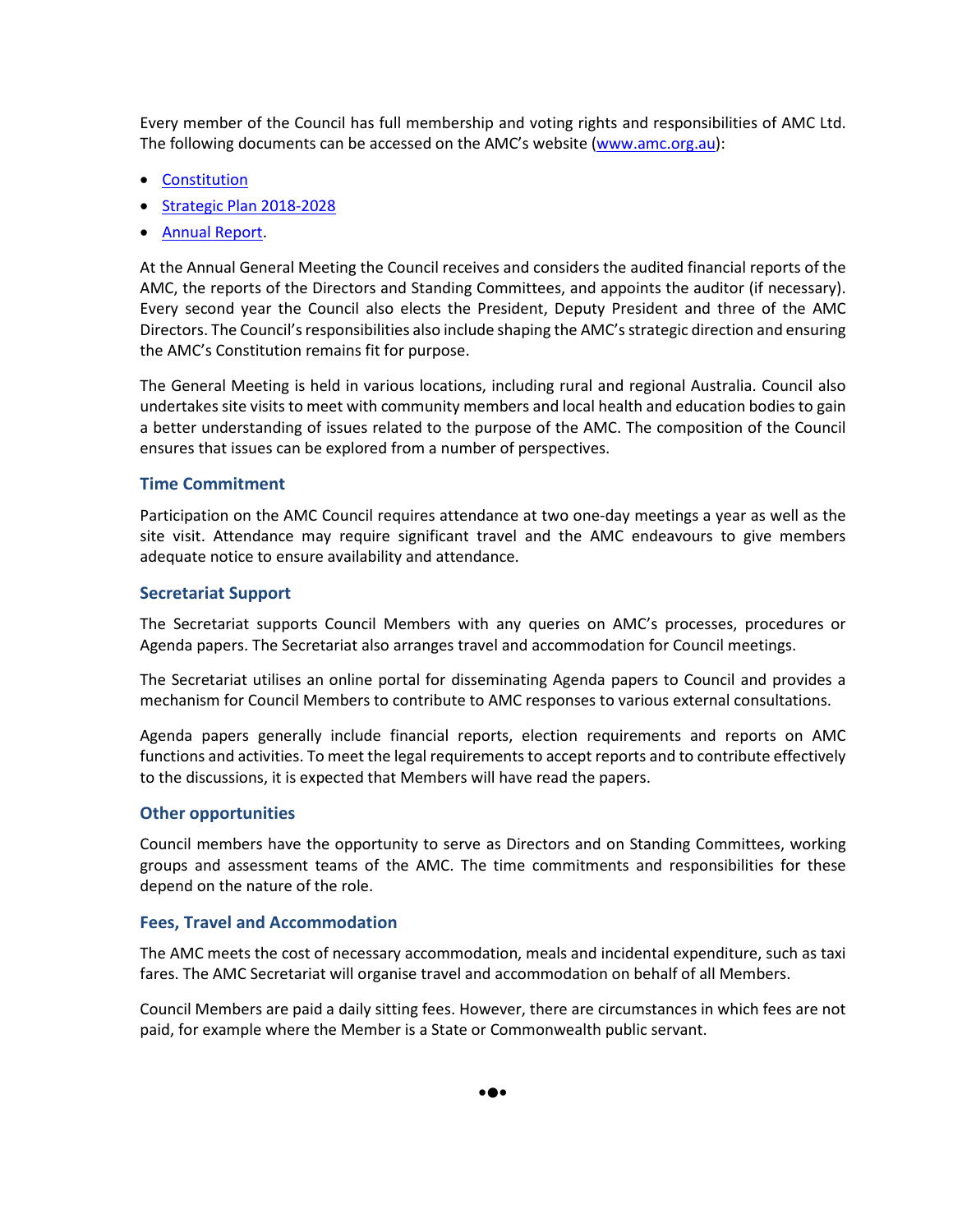Every member of the Council has full membership and voting rights and responsibilities of AMC Ltd. The following documents can be accessed on the AMC's website ([www.amc.org.au](www.amc.org.au)):

- Constitution
- Strategic Plan 2018-2028
- Annual Report.

At the Annual General Meeting the Council receives and considers the audited financial reports of the AMC, the reports of the Directors and Standing Committees, and appoints the auditor (if necessary). Every second year the Council also elects the President, Deputy President and three of the AMC Directors. The Council's responsibilities also include shaping the AMC's strategic direction and ensuring the AMC's Constitution remains fit for purpose.

The General Meeting is held in various locations, including rural and regional Australia. Council also undertakes site visits to meet with community members and local health and education bodies to gain a better understanding of issues related to the purpose of the AMC. The composition of the Council ensures that issues can be explored from a number of perspectives.

### Time Commitment

Participation on the AMC Council requires attendance at two one-day meetings a year as well as the site visit. Attendance may require significant travel and the AMC endeavours to give members adequate notice to ensure availability and attendance.

### Secretariat Support

The Secretariat supports Council Members with any queries on AMC's processes, procedures or Agenda papers. The Secretariat also arranges travel and accommodation for Council meetings.

The Secretariat utilises an online portal for disseminating Agenda papers to Council and provides a mechanism for Council Members to contribute to AMC responses to various external consultations.

Agenda papers generally include financial reports, election requirements and reports on AMC functions and activities. To meet the legal requirements to accept reports and to contribute effectively to the discussions, it is expected that Members will have read the papers.

### Other opportunities

Council members have the opportunity to serve as Directors and on Standing Committees, working groups and assessment teams of the AMC. The time commitments and responsibilities for these depend on the nature of the role.

### Fees, Travel and Accommodation

The AMC meets the cost of necessary accommodation, meals and incidental expenditure, such as taxi fares. The AMC Secretariat will organise travel and accommodation on behalf of all Members.

Council Members are paid a daily sitting fees. However, there are circumstances in which fees are not paid, for example where the Member is a State or Commonwealth public servant.